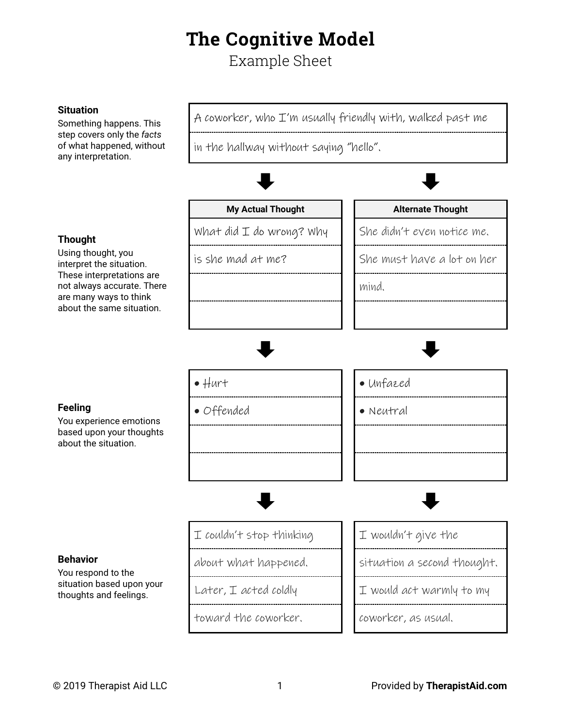# The Cognitive Model

Example Sheet

**Situation**
Something happens. This step covers only the *facts* of what happened, without any interpretation.

A coworker, who I'm usually friendly with, walked past me in the hallway without saying "hello".

**Thought**
Using thought, you interpret the situation. These interpretations are not always accurate. There are many ways to think about the same situation.

| My Actual Thought | Alternate Thought |
| --- | --- |
| What did I do wrong? Why is she mad at me? | She didn't even notice me. She must have a lot on her mind. |

**Feeling**
You experience emotions based upon your thoughts about the situation.

| My Actual Thought | Alternate Thought |
| --- | --- |
| • Hurt | • Unfazed |
| • Offended | • Neutral |

**Behavior**
You respond to the situation based upon your thoughts and feelings.

| My Actual Thought | Alternate Thought |
| --- | --- |
| I couldn't stop thinking about what happened. Later, I acted coldly toward the coworker. | I wouldn't give the situation a second thought. I would act warmly to my coworker, as usual. |

© 2019 Therapist Aid LLC — Provided by **TherapistAid.com**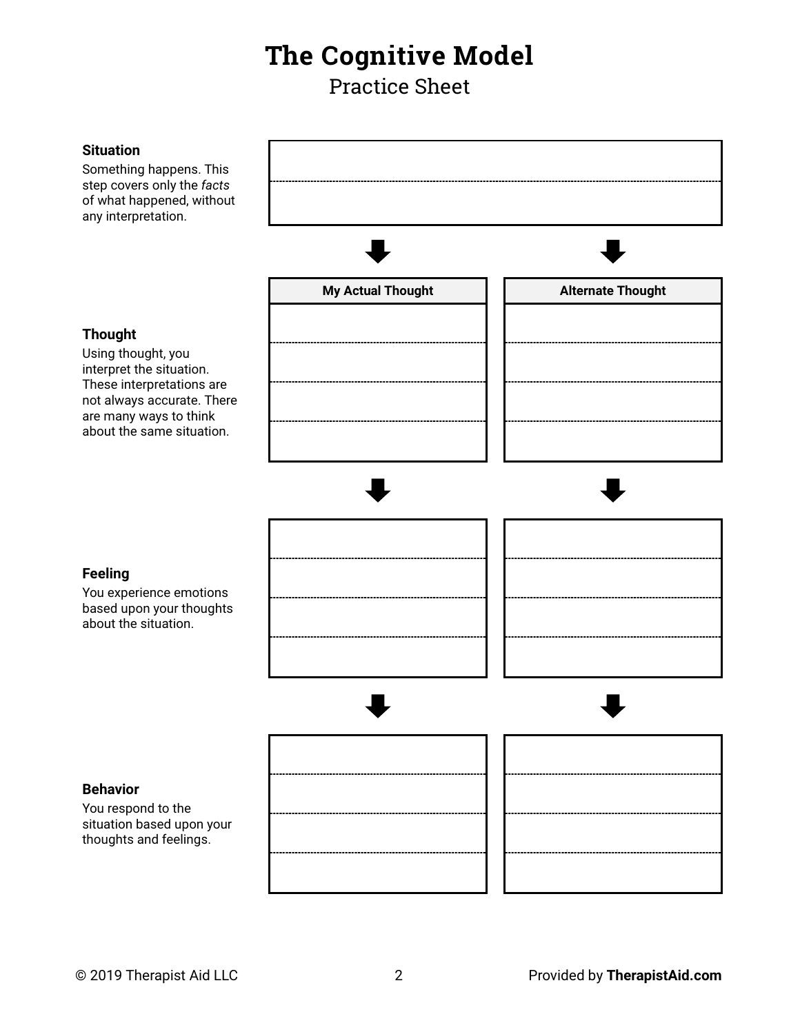# The Cognitive Model

## Practice Sheet

**Situation**

Something happens. This step covers only the *facts* of what happened, without any interpretation.

**Thought**

Using thought, you interpret the situation. These interpretations are not always accurate. There are many ways to think about the same situation.

| My Actual Thought | Alternate Thought |
| --- | --- |
| | |
| | |
| | |
| | |

**Feeling**

You experience emotions based upon your thoughts about the situation.

**Behavior**

You respond to the situation based upon your thoughts and feelings.

Provided by **TherapistAid.com**

© 2019 Therapist Aid LLC